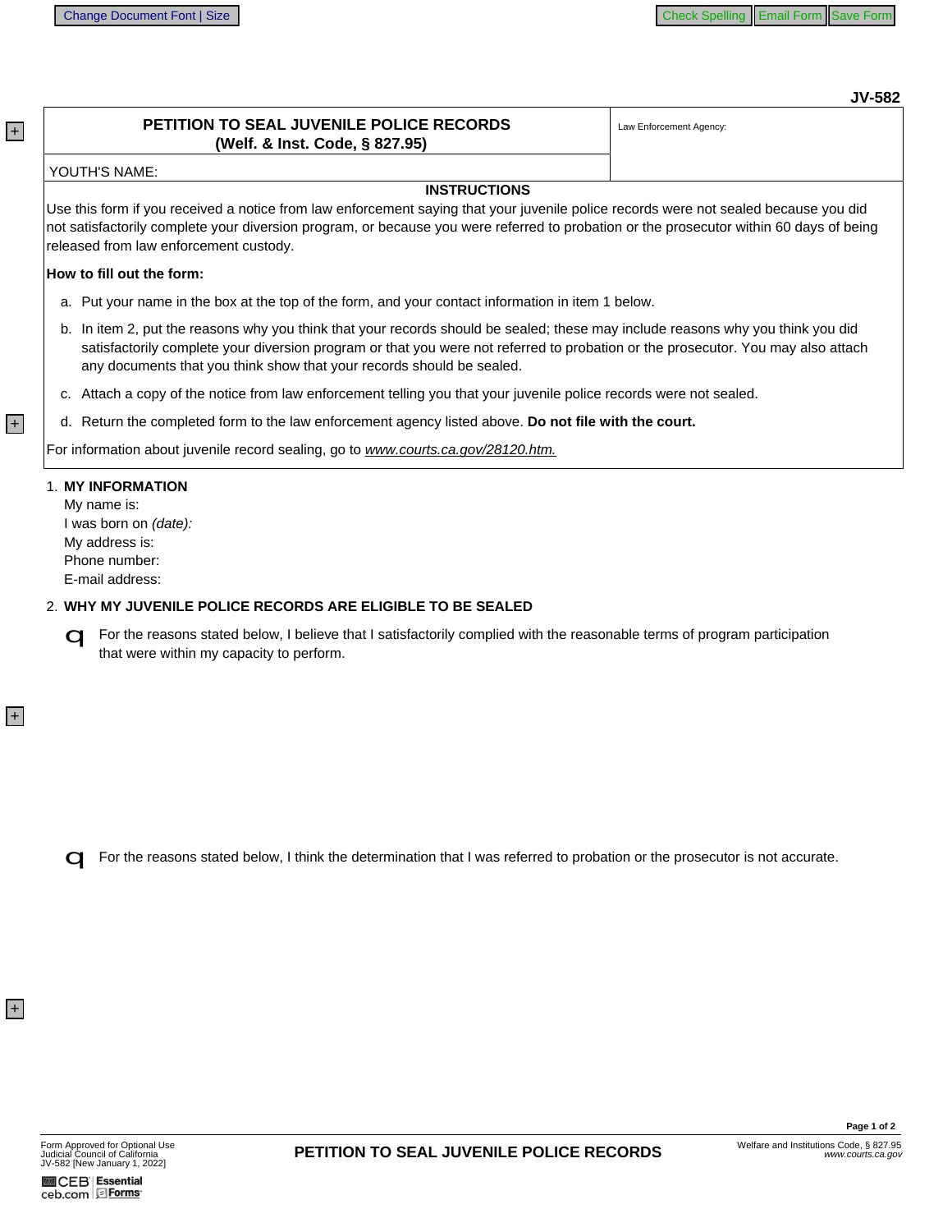**JV-582**

| PETITION TO SEAL JUVENILE POLICE RECORDS (Welf. & Inst. Code, § 827.95) | Law Enforcement Agency: |
|---|---|
| YOUTH'S NAME: | |

## INSTRUCTIONS

Use this form if you received a notice from law enforcement saying that your juvenile police records were not sealed because you did not satisfactorily complete your diversion program, or because you were referred to probation or the prosecutor within 60 days of being released from law enforcement custody.

**How to fill out the form:**

a. Put your name in the box at the top of the form, and your contact information in item 1 below.

b. In item 2, put the reasons why you think that your records should be sealed; these may include reasons why you think you did satisfactorily complete your diversion program or that you were not referred to probation or the prosecutor. You may also attach any documents that you think show that your records should be sealed.

c. Attach a copy of the notice from law enforcement telling you that your juvenile police records were not sealed.

d. Return the completed form to the law enforcement agency listed above. **Do not file with the court.**

For information about juvenile record sealing, go to *www.courts.ca.gov/28120.htm.*

1. **MY INFORMATION**
   My name is:
   I was born on *(date):*
   My address is:
   Phone number:
   E-mail address:

2. **WHY MY JUVENILE POLICE RECORDS ARE ELIGIBLE TO BE SEALED**

   ☐ For the reasons stated below, I believe that I satisfactorily complied with the reasonable terms of program participation that were within my capacity to perform.

   ☐ For the reasons stated below, I think the determination that I was referred to probation or the prosecutor is not accurate.

Form Approved for Optional Use
Judicial Council of California
JV-582 [New January 1, 2022]

**PETITION TO SEAL JUVENILE POLICE RECORDS**

Welfare and Institutions Code, § 827.95
*www.courts.ca.gov*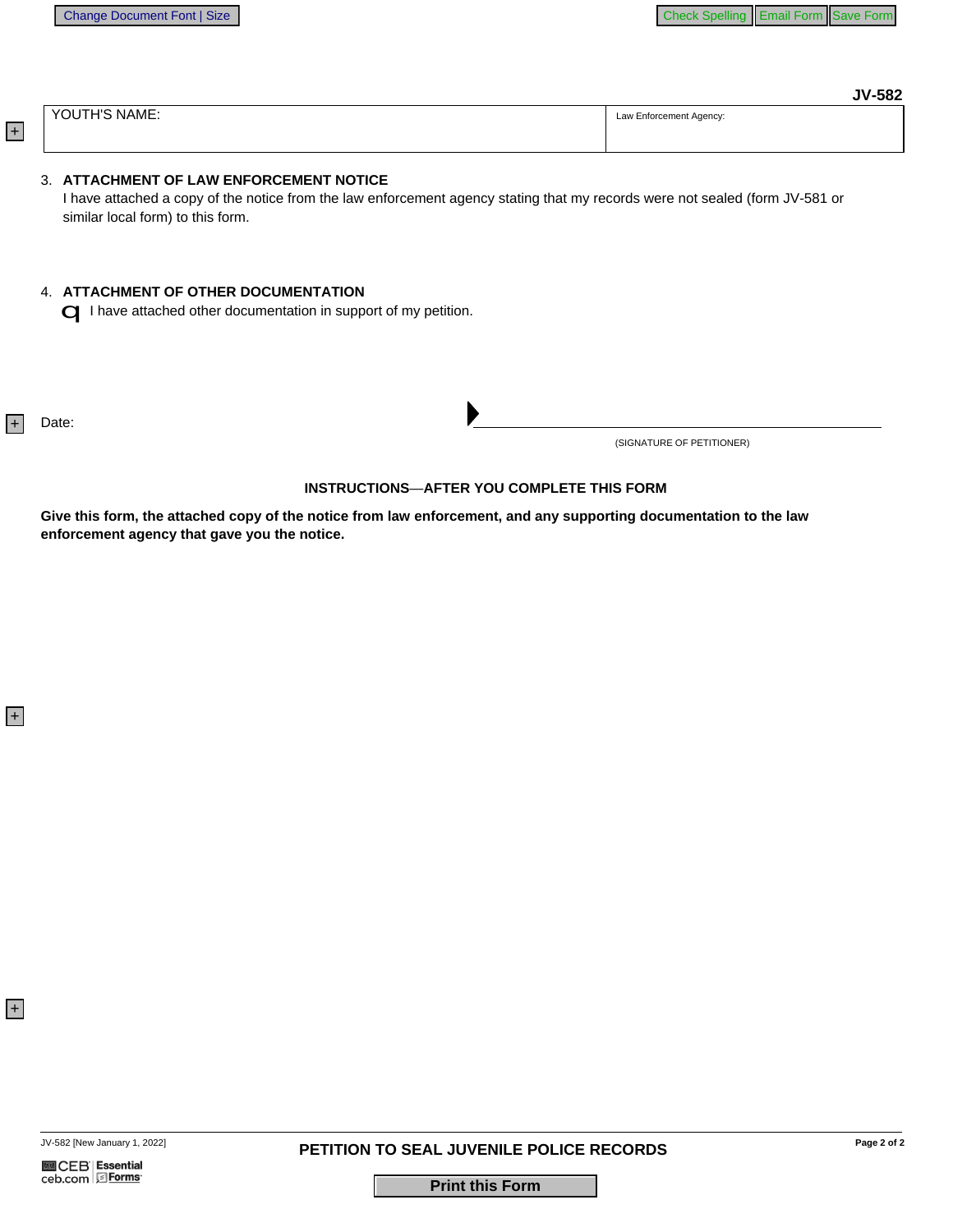JV-582

| YOUTH'S NAME: | Law Enforcement Agency: |
|---|---|
| | |

3. **ATTACHMENT OF LAW ENFORCEMENT NOTICE**
   I have attached a copy of the notice from the law enforcement agency stating that my records were not sealed (form JV-581 or similar local form) to this form.

4. **ATTACHMENT OF OTHER DOCUMENTATION**
   ☐ I have attached other documentation in support of my petition.

Date:

▶ ______________________________________
(SIGNATURE OF PETITIONER)

**INSTRUCTIONS—AFTER YOU COMPLETE THIS FORM**

**Give this form, the attached copy of the notice from law enforcement, and any supporting documentation to the law enforcement agency that gave you the notice.**

JV-582 [New January 1, 2022]

**PETITION TO SEAL JUVENILE POLICE RECORDS**